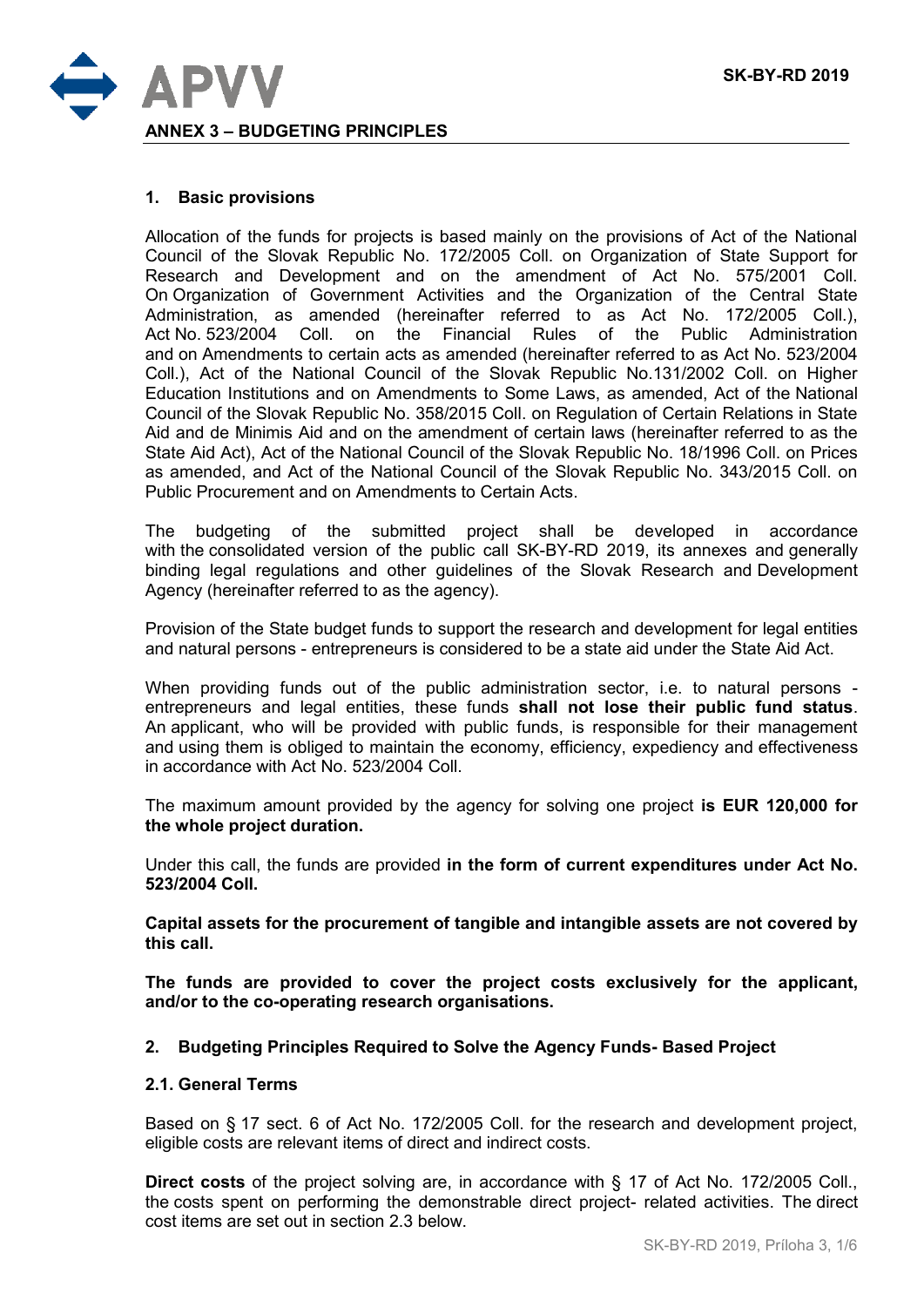# ANNEX 3 – BUDGETING PRINCIPLES

## 1. Basic provisions

Allocation of the funds for projects is based mainly on the provisions of Act of the National Council of the Slovak Republic No. 172/2005 Coll. on Organization of State Support for Research and Development and on the amendment of Act No. 575/2001 Coll. On Organization of Government Activities and the Organization of the Central State Administration, as amended (hereinafter referred to as Act No. 172/2005 Coll.), Act No. 523/2004 Coll. on the Financial Rules of the Public Administration and on Amendments to certain acts as amended (hereinafter referred to as Act No. 523/2004 Coll.), Act of the National Council of the Slovak Republic No.131/2002 Coll. on Higher Education Institutions and on Amendments to Some Laws, as amended, Act of the National Council of the Slovak Republic No. 358/2015 Coll. on Regulation of Certain Relations in State Aid and de Minimis Aid and on the amendment of certain laws (hereinafter referred to as the State Aid Act), Act of the National Council of the Slovak Republic No. 18/1996 Coll. on Prices as amended, and Act of the National Council of the Slovak Republic No. 343/2015 Coll. on Public Procurement and on Amendments to Certain Acts.

The budgeting of the submitted project shall be developed in accordance with the consolidated version of the public call SK-BY-RD 2019, its annexes and generally binding legal regulations and other guidelines of the Slovak Research and Development Agency (hereinafter referred to as the agency).

Provision of the State budget funds to support the research and development for legal entities and natural persons - entrepreneurs is considered to be a state aid under the State Aid Act.

When providing funds out of the public administration sector, i.e. to natural persons - entrepreneurs and legal entities, these funds **shall not lose their public fund status**. An applicant, who will be provided with public funds, is responsible for their management and using them is obliged to maintain the economy, efficiency, expediency and effectiveness in accordance with Act No. 523/2004 Coll.

The maximum amount provided by the agency for solving one project **is EUR 120,000 for the whole project duration.**

Under this call, the funds are provided **in the form of current expenditures under Act No. 523/2004 Coll.**

**Capital assets for the procurement of tangible and intangible assets are not covered by this call.**

**The funds are provided to cover the project costs exclusively for the applicant, and/or to the co-operating research organisations.**

## 2. Budgeting Principles Required to Solve the Agency Funds- Based Project

### 2.1. General Terms

Based on § 17 sect. 6 of Act No. 172/2005 Coll. for the research and development project, eligible costs are relevant items of direct and indirect costs.

**Direct costs** of the project solving are, in accordance with § 17 of Act No. 172/2005 Coll., the costs spent on performing the demonstrable direct project- related activities. The direct cost items are set out in section 2.3 below.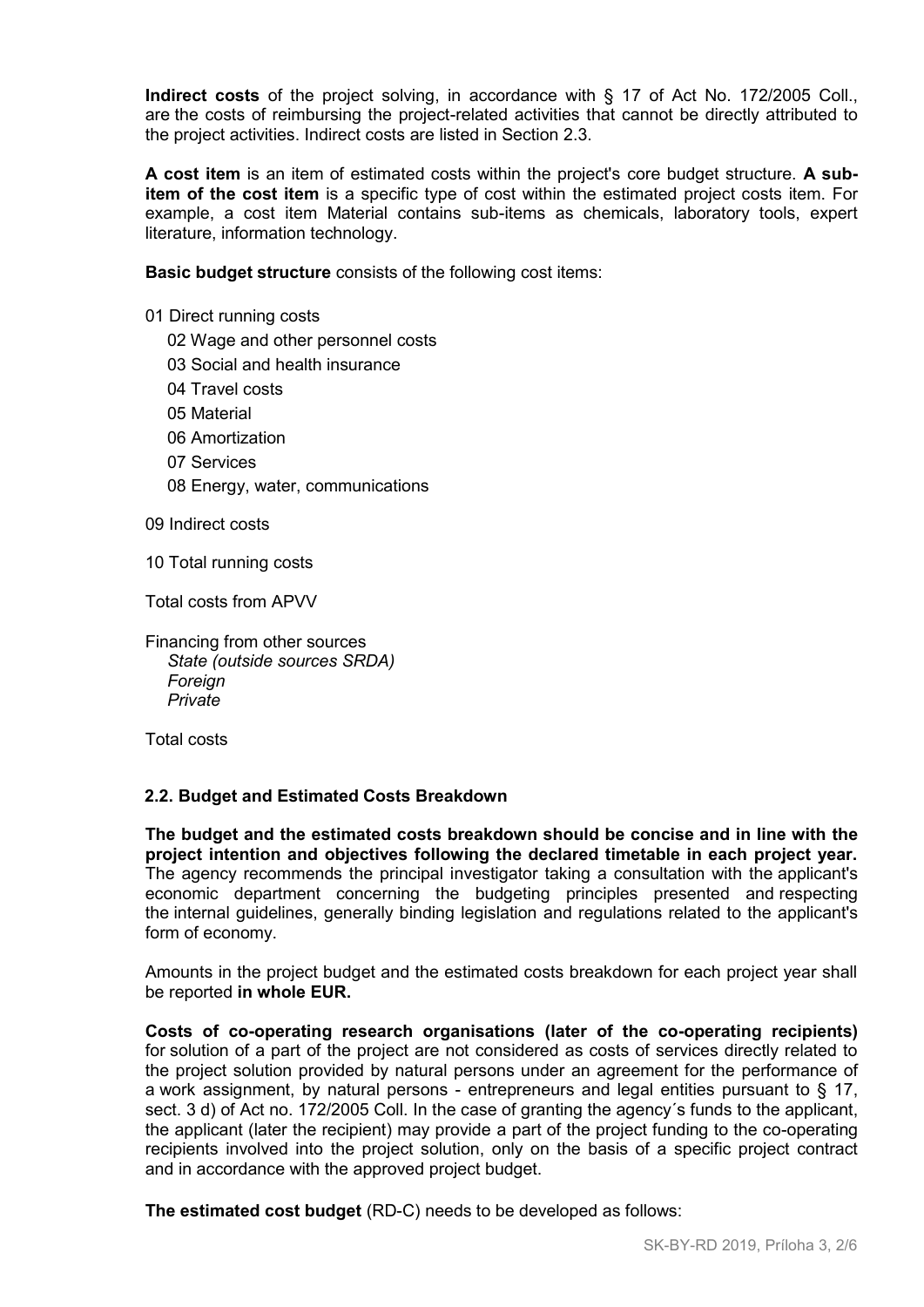**Indirect costs** of the project solving, in accordance with § 17 of Act No. 172/2005 Coll., are the costs of reimbursing the project-related activities that cannot be directly attributed to the project activities. Indirect costs are listed in Section 2.3.

**A cost item** is an item of estimated costs within the project's core budget structure. **A sub-item of the cost item** is a specific type of cost within the estimated project costs item. For example, a cost item Material contains sub-items as chemicals, laboratory tools, expert literature, information technology.

**Basic budget structure** consists of the following cost items:

01 Direct running costs

- 02 Wage and other personnel costs
- 03 Social and health insurance
- 04 Travel costs
- 05 Material
- 06 Amortization
- 07 Services
- 08 Energy, water, communications

09 Indirect costs

10 Total running costs

Total costs from APVV

Financing from other sources

- *State (outside sources SRDA)*
- *Foreign*
- *Private*

Total costs

## 2.2. Budget and Estimated Costs Breakdown

**The budget and the estimated costs breakdown should be concise and in line with the project intention and objectives following the declared timetable in each project year.** The agency recommends the principal investigator taking a consultation with the applicant's economic department concerning the budgeting principles presented and respecting the internal guidelines, generally binding legislation and regulations related to the applicant's form of economy.

Amounts in the project budget and the estimated costs breakdown for each project year shall be reported **in whole EUR.**

**Costs of co-operating research organisations (later of the co-operating recipients)** for solution of a part of the project are not considered as costs of services directly related to the project solution provided by natural persons under an agreement for the performance of a work assignment, by natural persons - entrepreneurs and legal entities pursuant to § 17, sect. 3 d) of Act no. 172/2005 Coll. In the case of granting the agency´s funds to the applicant, the applicant (later the recipient) may provide a part of the project funding to the co-operating recipients involved into the project solution, only on the basis of a specific project contract and in accordance with the approved project budget.

**The estimated cost budget** (RD-C) needs to be developed as follows: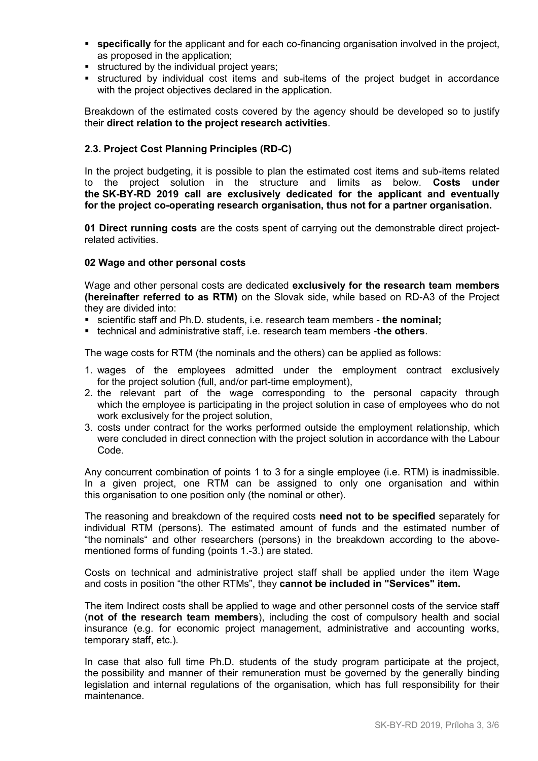- **specifically** for the applicant and for each co-financing organisation involved in the project, as proposed in the application;
- structured by the individual project years;
- structured by individual cost items and sub-items of the project budget in accordance with the project objectives declared in the application.

Breakdown of the estimated costs covered by the agency should be developed so to justify their **direct relation to the project research activities**.

### 2.3. Project Cost Planning Principles (RD-C)

In the project budgeting, it is possible to plan the estimated cost items and sub-items related to the project solution in the structure and limits as below. **Costs under the SK-BY-RD 2019 call are exclusively dedicated for the applicant and eventually for the project co-operating research organisation, thus not for a partner organisation.**

**01 Direct running costs** are the costs spent of carrying out the demonstrable direct project-related activities.

#### 02 Wage and other personal costs

Wage and other personal costs are dedicated **exclusively for the research team members (hereinafter referred to as RTM)** on the Slovak side, while based on RD-A3 of the Project they are divided into:

- scientific staff and Ph.D. students, i.e. research team members - **the nominal;**
- technical and administrative staff, i.e. research team members -**the others**.

The wage costs for RTM (the nominals and the others) can be applied as follows:

1. wages of the employees admitted under the employment contract exclusively for the project solution (full, and/or part-time employment),
2. the relevant part of the wage corresponding to the personal capacity through which the employee is participating in the project solution in case of employees who do not work exclusively for the project solution,
3. costs under contract for the works performed outside the employment relationship, which were concluded in direct connection with the project solution in accordance with the Labour Code.

Any concurrent combination of points 1 to 3 for a single employee (i.e. RTM) is inadmissible. In a given project, one RTM can be assigned to only one organisation and within this organisation to one position only (the nominal or other).

The reasoning and breakdown of the required costs **need not to be specified** separately for individual RTM (persons). The estimated amount of funds and the estimated number of "the nominals" and other researchers (persons) in the breakdown according to the above-mentioned forms of funding (points 1.-3.) are stated.

Costs on technical and administrative project staff shall be applied under the item Wage and costs in position "the other RTMs", they **cannot be included in "Services" item.**

The item Indirect costs shall be applied to wage and other personnel costs of the service staff (**not of the research team members**), including the cost of compulsory health and social insurance (e.g. for economic project management, administrative and accounting works, temporary staff, etc.).

In case that also full time Ph.D. students of the study program participate at the project, the possibility and manner of their remuneration must be governed by the generally binding legislation and internal regulations of the organisation, which has full responsibility for their maintenance.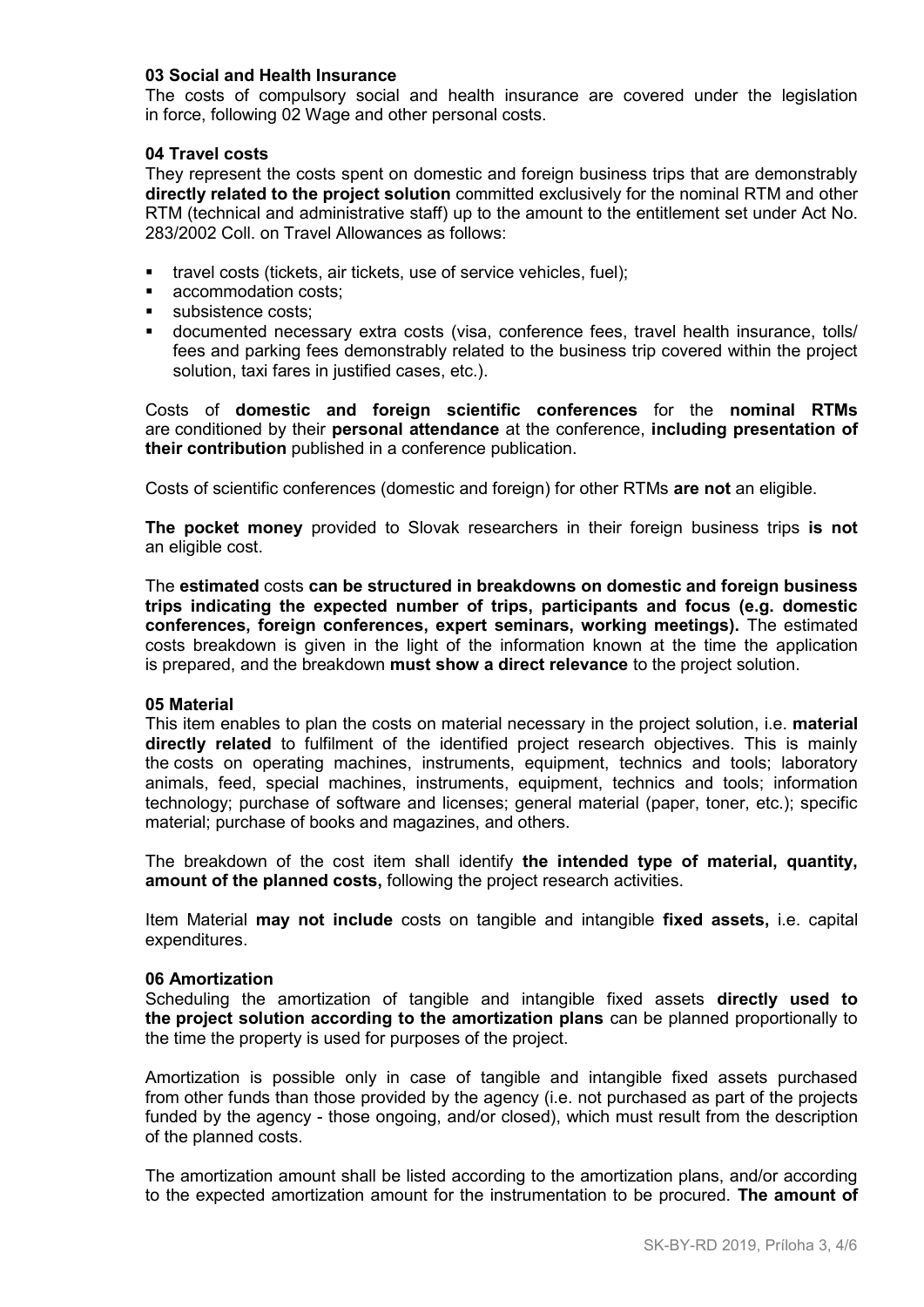**03 Social and Health Insurance**

The costs of compulsory social and health insurance are covered under the legislation in force, following 02 Wage and other personal costs.

**04 Travel costs**

They represent the costs spent on domestic and foreign business trips that are demonstrably **directly related to the project solution** committed exclusively for the nominal RTM and other RTM (technical and administrative staff) up to the amount to the entitlement set under Act No. 283/2002 Coll. on Travel Allowances as follows:

- travel costs (tickets, air tickets, use of service vehicles, fuel);
- accommodation costs;
- subsistence costs;
- documented necessary extra costs (visa, conference fees, travel health insurance, tolls/ fees and parking fees demonstrably related to the business trip covered within the project solution, taxi fares in justified cases, etc.).

Costs of **domestic and foreign scientific conferences** for the **nominal RTMs** are conditioned by their **personal attendance** at the conference, **including presentation of their contribution** published in a conference publication.

Costs of scientific conferences (domestic and foreign) for other RTMs **are not** an eligible.

**The pocket money** provided to Slovak researchers in their foreign business trips **is not** an eligible cost.

The **estimated** costs **can be structured in breakdowns on domestic and foreign business trips indicating the expected number of trips, participants and focus (e.g. domestic conferences, foreign conferences, expert seminars, working meetings).** The estimated costs breakdown is given in the light of the information known at the time the application is prepared, and the breakdown **must show a direct relevance** to the project solution.

**05 Material**

This item enables to plan the costs on material necessary in the project solution, i.e. **material directly related** to fulfilment of the identified project research objectives. This is mainly the costs on operating machines, instruments, equipment, technics and tools; laboratory animals, feed, special machines, instruments, equipment, technics and tools; information technology; purchase of software and licenses; general material (paper, toner, etc.); specific material; purchase of books and magazines, and others.

The breakdown of the cost item shall identify **the intended type of material, quantity, amount of the planned costs,** following the project research activities.

Item Material **may not include** costs on tangible and intangible **fixed assets,** i.e. capital expenditures.

**06 Amortization**

Scheduling the amortization of tangible and intangible fixed assets **directly used to the project solution according to the amortization plans** can be planned proportionally to the time the property is used for purposes of the project.

Amortization is possible only in case of tangible and intangible fixed assets purchased from other funds than those provided by the agency (i.e. not purchased as part of the projects funded by the agency - those ongoing, and/or closed), which must result from the description of the planned costs.

The amortization amount shall be listed according to the amortization plans, and/or according to the expected amortization amount for the instrumentation to be procured. **The amount of**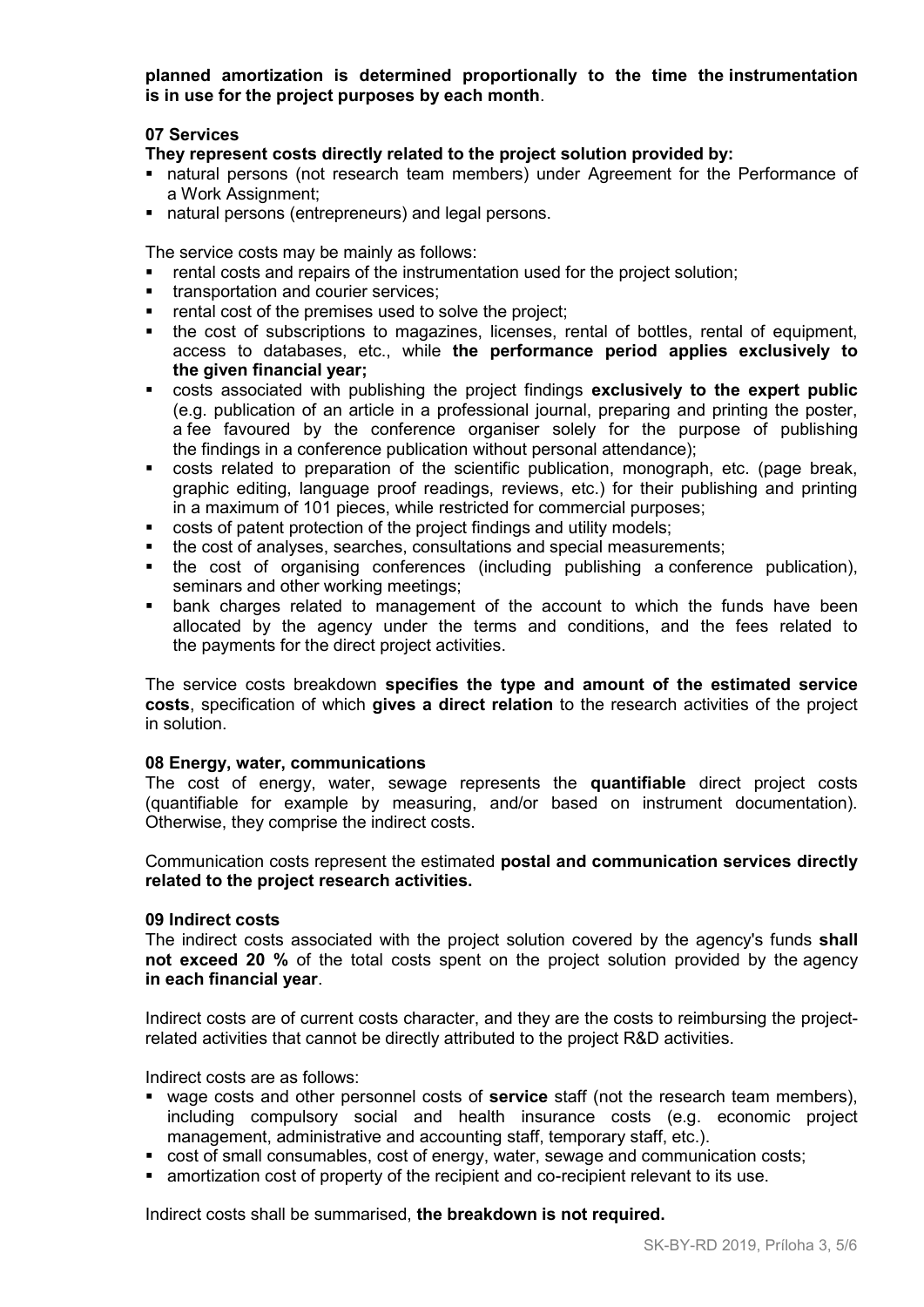**planned amortization is determined proportionally to the time the instrumentation is in use for the project purposes by each month**.

**07 Services**

**They represent costs directly related to the project solution provided by:**

- natural persons (not research team members) under Agreement for the Performance of a Work Assignment;
- natural persons (entrepreneurs) and legal persons.

The service costs may be mainly as follows:

- rental costs and repairs of the instrumentation used for the project solution;
- transportation and courier services;
- rental cost of the premises used to solve the project;
- the cost of subscriptions to magazines, licenses, rental of bottles, rental of equipment, access to databases, etc., while **the performance period applies exclusively to the given financial year;**
- costs associated with publishing the project findings **exclusively to the expert public** (e.g. publication of an article in a professional journal, preparing and printing the poster, a fee favoured by the conference organiser solely for the purpose of publishing the findings in a conference publication without personal attendance);
- costs related to preparation of the scientific publication, monograph, etc. (page break, graphic editing, language proof readings, reviews, etc.) for their publishing and printing in a maximum of 101 pieces, while restricted for commercial purposes;
- costs of patent protection of the project findings and utility models;
- the cost of analyses, searches, consultations and special measurements;
- the cost of organising conferences (including publishing a conference publication), seminars and other working meetings;
- bank charges related to management of the account to which the funds have been allocated by the agency under the terms and conditions, and the fees related to the payments for the direct project activities.

The service costs breakdown **specifies the type and amount of the estimated service costs**, specification of which **gives a direct relation** to the research activities of the project in solution.

**08 Energy, water, communications**

The cost of energy, water, sewage represents the **quantifiable** direct project costs (quantifiable for example by measuring, and/or based on instrument documentation). Otherwise, they comprise the indirect costs.

Communication costs represent the estimated **postal and communication services directly related to the project research activities.**

**09 Indirect costs**

The indirect costs associated with the project solution covered by the agency's funds **shall not exceed 20 %** of the total costs spent on the project solution provided by the agency **in each financial year**.

Indirect costs are of current costs character, and they are the costs to reimbursing the project-related activities that cannot be directly attributed to the project R&D activities.

Indirect costs are as follows:

- wage costs and other personnel costs of **service** staff (not the research team members), including compulsory social and health insurance costs (e.g. economic project management, administrative and accounting staff, temporary staff, etc.).
- cost of small consumables, cost of energy, water, sewage and communication costs;
- amortization cost of property of the recipient and co-recipient relevant to its use.

Indirect costs shall be summarised, **the breakdown is not required.**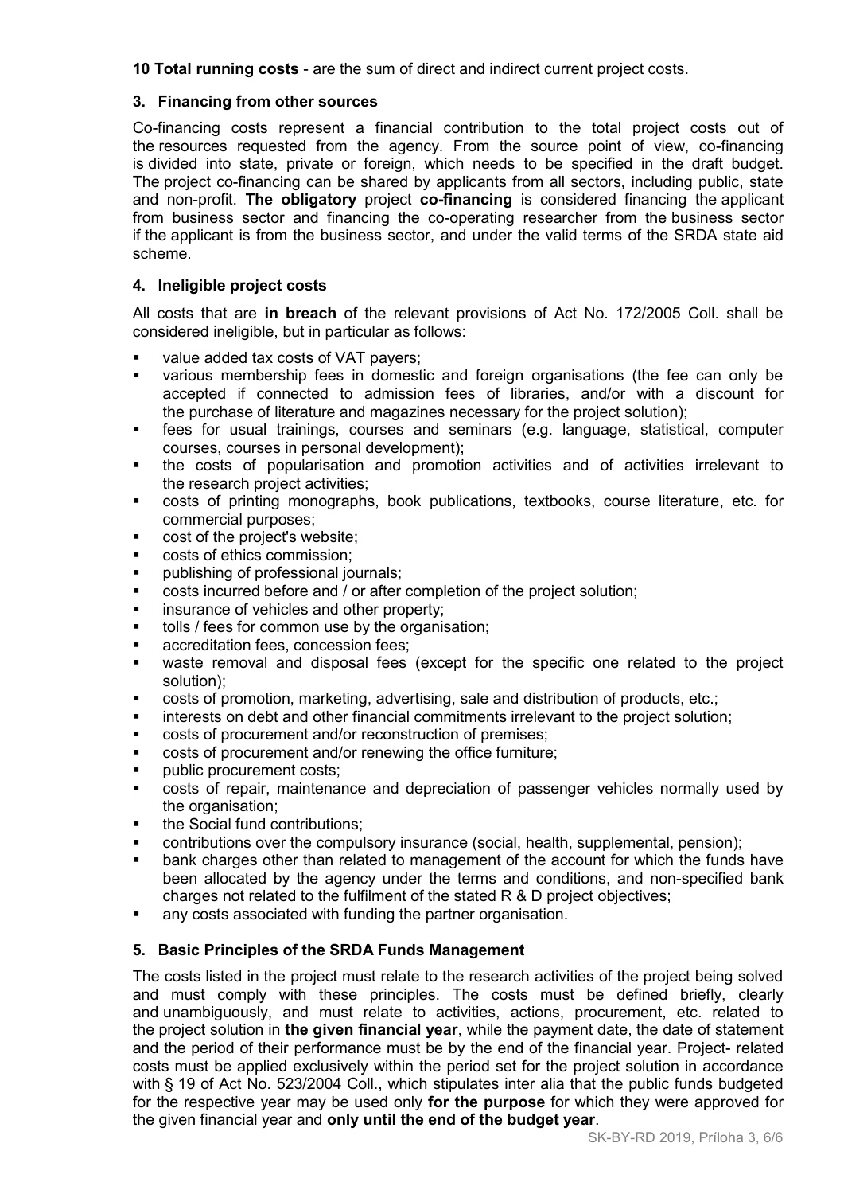**10 Total running costs** - are the sum of direct and indirect current project costs.

### 3. Financing from other sources

Co-financing costs represent a financial contribution to the total project costs out of the resources requested from the agency. From the source point of view, co-financing is divided into state, private or foreign, which needs to be specified in the draft budget. The project co-financing can be shared by applicants from all sectors, including public, state and non-profit. **The obligatory** project **co-financing** is considered financing the applicant from business sector and financing the co-operating researcher from the business sector if the applicant is from the business sector, and under the valid terms of the SRDA state aid scheme.

### 4. Ineligible project costs

All costs that are **in breach** of the relevant provisions of Act No. 172/2005 Coll. shall be considered ineligible, but in particular as follows:

- value added tax costs of VAT payers;
- various membership fees in domestic and foreign organisations (the fee can only be accepted if connected to admission fees of libraries, and/or with a discount for the purchase of literature and magazines necessary for the project solution);
- fees for usual trainings, courses and seminars (e.g. language, statistical, computer courses, courses in personal development);
- the costs of popularisation and promotion activities and of activities irrelevant to the research project activities;
- costs of printing monographs, book publications, textbooks, course literature, etc. for commercial purposes;
- cost of the project's website;
- costs of ethics commission;
- publishing of professional journals;
- costs incurred before and / or after completion of the project solution;
- insurance of vehicles and other property;
- tolls / fees for common use by the organisation;
- accreditation fees, concession fees;
- waste removal and disposal fees (except for the specific one related to the project solution);
- costs of promotion, marketing, advertising, sale and distribution of products, etc.;
- interests on debt and other financial commitments irrelevant to the project solution;
- costs of procurement and/or reconstruction of premises;
- costs of procurement and/or renewing the office furniture;
- public procurement costs;
- costs of repair, maintenance and depreciation of passenger vehicles normally used by the organisation;
- the Social fund contributions;
- contributions over the compulsory insurance (social, health, supplemental, pension);
- bank charges other than related to management of the account for which the funds have been allocated by the agency under the terms and conditions, and non-specified bank charges not related to the fulfilment of the stated R & D project objectives;
- any costs associated with funding the partner organisation.

### 5. Basic Principles of the SRDA Funds Management

The costs listed in the project must relate to the research activities of the project being solved and must comply with these principles. The costs must be defined briefly, clearly and unambiguously, and must relate to activities, actions, procurement, etc. related to the project solution in **the given financial year**, while the payment date, the date of statement and the period of their performance must be by the end of the financial year. Project- related costs must be applied exclusively within the period set for the project solution in accordance with § 19 of Act No. 523/2004 Coll., which stipulates inter alia that the public funds budgeted for the respective year may be used only **for the purpose** for which they were approved for the given financial year and **only until the end of the budget year**.